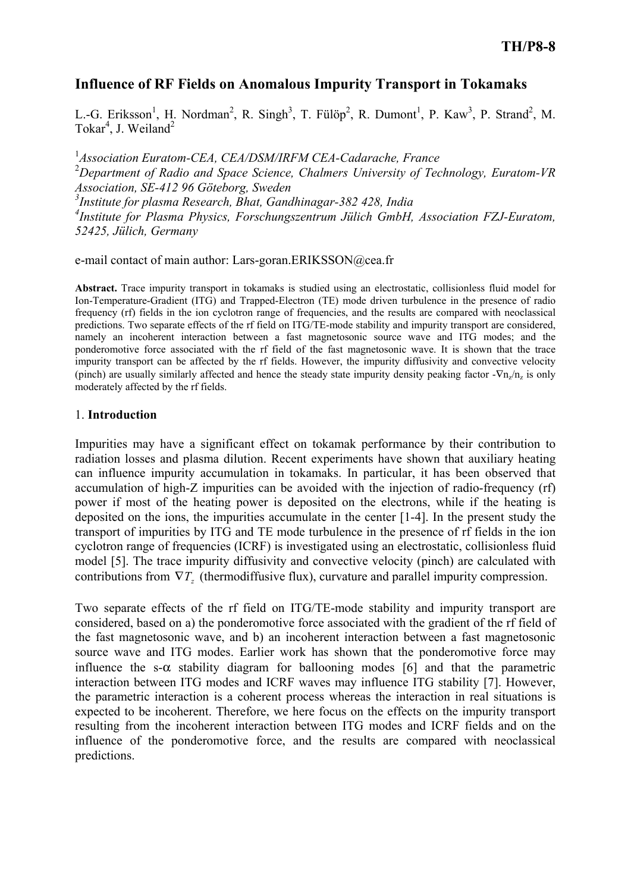# Influence of RF Fields on Anomalous Impurity Transport in Tokamaks

L.-G. Eriksson[1], H. Nordman[2], R. Singh[3], T. Fülöp[2], R. Dumont[1], P. Kaw[3], P. Strand[2], M. Tokar[4], J. Weiland[2]

[1]*Association Euratom-CEA, CEA/DSM/IRFM CEA-Cadarache, France*
[2]*Department of Radio and Space Science, Chalmers University of Technology, Euratom-VR Association, SE-412 96 Göteborg, Sweden*
[3]*Institute for plasma Research, Bhat, Gandhinagar-382 428, India*
[4]*Institute for Plasma Physics, Forschungszentrum Jülich GmbH, Association FZJ-Euratom, 52425, Jülich, Germany*

e-mail contact of main author: Lars-goran.ERIKSSON@cea.fr

**Abstract.** Trace impurity transport in tokamaks is studied using an electrostatic, collisionless fluid model for Ion-Temperature-Gradient (ITG) and Trapped-Electron (TE) mode driven turbulence in the presence of radio frequency (rf) fields in the ion cyclotron range of frequencies, and the results are compared with neoclassical predictions. Two separate effects of the rf field on ITG/TE-mode stability and impurity transport are considered, namely an incoherent interaction between a fast magnetosonic source wave and ITG modes; and the ponderomotive force associated with the rf field of the fast magnetosonic wave. It is shown that the trace impurity transport can be affected by the rf fields. However, the impurity diffusivity and convective velocity (pinch) are usually similarly affected and hence the steady state impurity density peaking factor $-\nabla n_z/n_z$ is only moderately affected by the rf fields.

## 1. Introduction

Impurities may have a significant effect on tokamak performance by their contribution to radiation losses and plasma dilution. Recent experiments have shown that auxiliary heating can influence impurity accumulation in tokamaks. In particular, it has been observed that accumulation of high-Z impurities can be avoided with the injection of radio-frequency (rf) power if most of the heating power is deposited on the electrons, while if the heating is deposited on the ions, the impurities accumulate in the center [1-4]. In the present study the transport of impurities by ITG and TE mode turbulence in the presence of rf fields in the ion cyclotron range of frequencies (ICRF) is investigated using an electrostatic, collisionless fluid model [5]. The trace impurity diffusivity and convective velocity (pinch) are calculated with contributions from $\nabla T_z$ (thermodiffusive flux), curvature and parallel impurity compression.

Two separate effects of the rf field on ITG/TE-mode stability and impurity transport are considered, based on a) the ponderomotive force associated with the gradient of the rf field of the fast magnetosonic wave, and b) an incoherent interaction between a fast magnetosonic source wave and ITG modes. Earlier work has shown that the ponderomotive force may influence the s-$\alpha$ stability diagram for ballooning modes [6] and that the parametric interaction between ITG modes and ICRF waves may influence ITG stability [7]. However, the parametric interaction is a coherent process whereas the interaction in real situations is expected to be incoherent. Therefore, we here focus on the effects on the impurity transport resulting from the incoherent interaction between ITG modes and ICRF fields and on the influence of the ponderomotive force, and the results are compared with neoclassical predictions.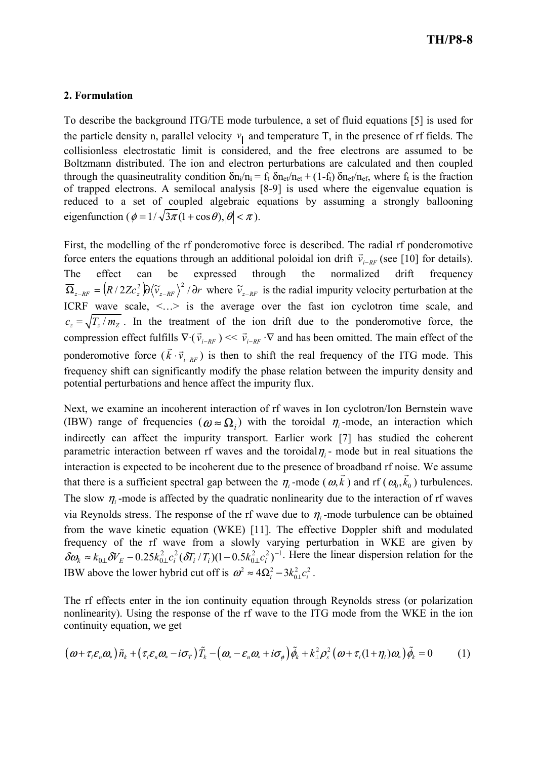## 2. Formulation

To describe the background ITG/TE mode turbulence, a set of fluid equations [5] is used for the particle density n, parallel velocity $v_\parallel$ and temperature T, in the presence of rf fields. The collisionless electrostatic limit is considered, and the free electrons are assumed to be Boltzmann distributed. The ion and electron perturbations are calculated and then coupled through the quasineutrality condition $\delta n_i/n_i = f_t\ \delta n_{et}/n_{et} + (1\text{-}f_t)\ \delta n_{ef}/n_{ef}$, where $f_t$ is the fraction of trapped electrons. A semilocal analysis [8-9] is used where the eigenvalue equation is reduced to a set of coupled algebraic equations by assuming a strongly ballooning eigenfunction ($\phi = 1/\sqrt{3\pi}(1+\cos\theta), |\theta| < \pi$).

First, the modelling of the rf ponderomotive force is described. The radial rf ponderomotive force enters the equations through an additional poloidal ion drift $\vec{v}_{i-RF}$ (see [10] for details). The effect can be expressed through the normalized drift frequency $\overline{\Omega}_{z-RF} = \left(R/2Zc_z^2\right)\partial\left\langle \tilde{v}_{z-RF}\right\rangle^2/\partial r$ where $\tilde{v}_{z-RF}$ is the radial impurity velocity perturbation at the ICRF wave scale, <…> is the average over the fast ion cyclotron time scale, and $c_z = \sqrt{T_z/m_Z}$. In the treatment of the ion drift due to the ponderomotive force, the compression effect fulfills $\nabla\cdot(\vec{v}_{i-RF}) << \vec{v}_{i-RF}\cdot\nabla$ and has been omitted. The main effect of the ponderomotive force ($\vec{k}\cdot\vec{v}_{i-RF}$) is then to shift the real frequency of the ITG mode. This frequency shift can significantly modify the phase relation between the impurity density and potential perturbations and hence affect the impurity flux.

Next, we examine an incoherent interaction of rf waves in Ion cyclotron/Ion Bernstein wave (IBW) range of frequencies ($\omega \approx \Omega_i$) with the toroidal $\eta_i$-mode, an interaction which indirectly can affect the impurity transport. Earlier work [7] has studied the coherent parametric interaction between rf waves and the toroidal $\eta_i$- mode but in real situations the interaction is expected to be incoherent due to the presence of broadband rf noise. We assume that there is a sufficient spectral gap between the $\eta_i$-mode ($\omega, \vec{k}$) and rf ($\omega_0, \vec{k}_0$) turbulences. The slow $\eta_i$-mode is affected by the quadratic nonlinearity due to the interaction of rf waves via Reynolds stress. The response of the rf wave due to $\eta_i$-mode turbulence can be obtained from the wave kinetic equation (WKE) [11]. The effective Doppler shift and modulated frequency of the rf wave from a slowly varying perturbation in WKE are given by $\delta\omega_k \approx k_{0\perp}\delta V_E - 0.25k_{0\perp}^2 c_i^2(\delta T_i/T_i)(1-0.5k_{0\perp}^2 c_i^2)^{-1}$. Here the linear dispersion relation for the IBW above the lower hybrid cut off is $\omega^2 \approx 4\Omega_i^2 - 3k_{0\perp}^2 c_i^2$.

The rf effects enter in the ion continuity equation through Reynolds stress (or polarization nonlinearity). Using the response of the rf wave to the ITG mode from the WKE in the ion continuity equation, we get

$$\left(\omega + \tau_i\varepsilon_n\omega_*\right)\tilde{n}_k + \left(\tau_i\varepsilon_n\omega_* - i\sigma_T\right)\tilde{T}_k - \left(\omega_* - \varepsilon_n\omega_* + i\sigma_\phi\right)\tilde{\phi}_k + k_\perp^2\rho_s^2\left(\omega + \tau_i(1+\eta_i)\omega_*\right)\tilde{\phi}_k = 0 \qquad (1)$$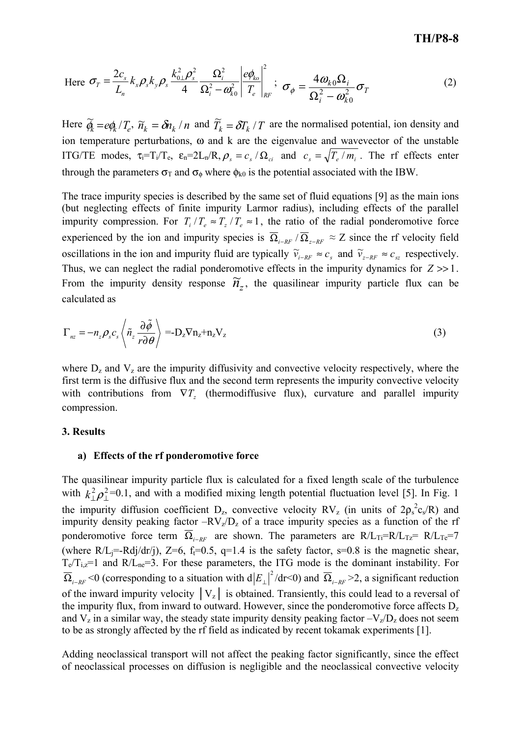Here $\sigma_T = \dfrac{2c_s}{L_n} k_x \rho_s k_y \rho_s \dfrac{k_{0\perp}^2 \rho_s^2}{4} \dfrac{\Omega_i^2}{\Omega_i^2 - \omega_{k0}^2} \left| \dfrac{e\phi_{ko}}{T_e} \right|_{RF}^2$ ; $\sigma_\phi = \dfrac{4\omega_{k0}\Omega_i}{\Omega_i^2 - \omega_{k0}^2} \sigma_T$ (2)

Here $\tilde{\phi}_k = e\phi_k / T_e$, $\tilde{n}_k = \delta n_k / n$ and $\tilde{T}_k = \delta T_k / T$ are the normalised potential, ion density and ion temperature perturbations, ω and k are the eigenvalue and wavevector of the unstable ITG/TE modes, $\tau_i = T_i/T_e$, $\varepsilon_n = 2L_n/R$, $\rho_s = c_s / \Omega_{ci}$ and $c_s = \sqrt{T_e / m_i}$. The rf effects enter through the parameters $\sigma_T$ and $\sigma_\phi$ where $\phi_{k0}$ is the potential associated with the IBW.

The trace impurity species is described by the same set of fluid equations [9] as the main ions (but neglecting effects of finite impurity Larmor radius), including effects of the parallel impurity compression. For $T_i / T_e \approx T_z / T_e \approx 1$, the ratio of the radial ponderomotive force experienced by the ion and impurity species is $\overline{\Omega}_{i-RF} / \overline{\Omega}_{z-RF} \approx Z$ since the rf velocity field oscillations in the ion and impurity fluid are typically $\tilde{v}_{i-RF} \approx c_s$ and $\tilde{v}_{z-RF} \approx c_{sz}$ respectively. Thus, we can neglect the radial ponderomotive effects in the impurity dynamics for $Z >> 1$. From the impurity density response $\tilde{n}_z$, the quasilinear impurity particle flux can be calculated as

$$\Gamma_{nz} = -n_z \rho_s c_s \left\langle \tilde{n}_z \frac{\partial \tilde{\phi}}{r \partial \theta} \right\rangle = -D_z \nabla n_z + n_z V_z \quad (3)$$

where $D_z$ and $V_z$ are the impurity diffusivity and convective velocity respectively, where the first term is the diffusive flux and the second term represents the impurity convective velocity with contributions from $\nabla T_z$ (thermodiffusive flux), curvature and parallel impurity compression.

## 3. Results

### a) Effects of the rf ponderomotive force

The quasilinear impurity particle flux is calculated for a fixed length scale of the turbulence with $k_\perp^2 \rho_\perp^2$=0.1, and with a modified mixing length potential fluctuation level [5]. In Fig. 1 the impurity diffusion coefficient $D_z$, convective velocity $RV_z$ (in units of $2\rho_s^2 c_s/R$) and impurity density peaking factor $-RV_z/D_z$ of a trace impurity species as a function of the rf ponderomotive force term $\overline{\Omega}_{i-RF}$ are shown. The parameters are $R/L_{Ti}=R/L_{Tz}= R/L_{Te}=7$ (where $R/L_j=-Rdj/dr/j$), Z=6, $f_t$=0.5, q=1.4 is the safety factor, s=0.8 is the magnetic shear, $T_e/T_{i,z}$=1 and $R/L_{ne}$=3. For these parameters, the ITG mode is the dominant instability. For $\overline{\Omega}_{i-RF}$ <0 (corresponding to a situation with $d|E_\perp|^2/dr<0$) and $\overline{\Omega}_{i-RF}$ >2, a significant reduction of the inward impurity velocity $|V_z|$ is obtained. Transiently, this could lead to a reversal of the impurity flux, from inward to outward. However, since the ponderomotive force affects $D_z$ and $V_z$ in a similar way, the steady state impurity density peaking factor $-V_z/D_z$ does not seem to be as strongly affected by the rf field as indicated by recent tokamak experiments [1].

Adding neoclassical transport will not affect the peaking factor significantly, since the effect of neoclassical processes on diffusion is negligible and the neoclassical convective velocity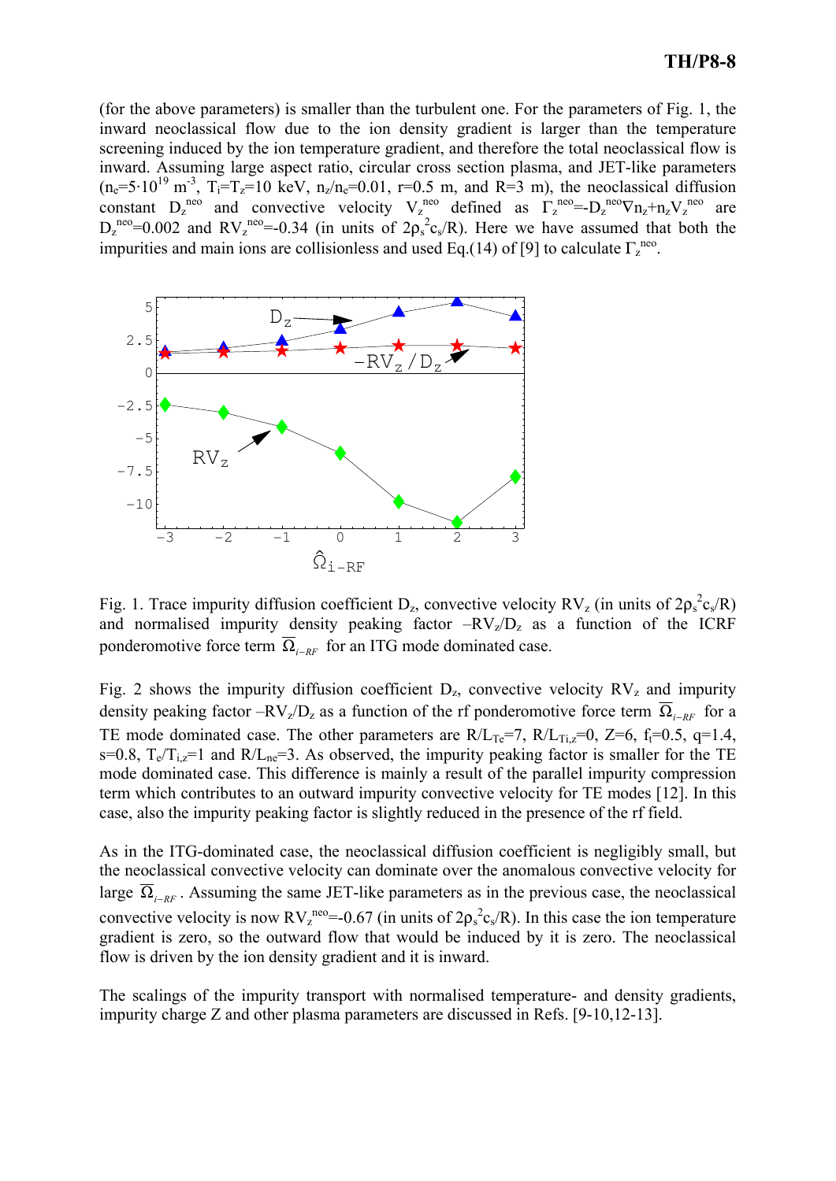(for the above parameters) is smaller than the turbulent one. For the parameters of Fig. 1, the inward neoclassical flow due to the ion density gradient is larger than the temperature screening induced by the ion temperature gradient, and therefore the total neoclassical flow is inward. Assuming large aspect ratio, circular cross section plasma, and JET-like parameters ($n_e=5\cdot10^{19}$ m$^{-3}$, $T_i=T_z=10$ keV, $n_z/n_e=0.01$, $r=0.5$ m, and $R=3$ m), the neoclassical diffusion constant $D_z^{neo}$ and convective velocity $V_z^{neo}$ defined as $\Gamma_z^{neo}=-D_z^{neo}\nabla n_z+n_zV_z^{neo}$ are $D_z^{neo}=0.002$ and $RV_z^{neo}=-0.34$ (in units of $2\rho_s^2c_s/R$). Here we have assumed that both the impurities and main ions are collisionless and used Eq.(14) of [9] to calculate $\Gamma_z^{neo}$.

Fig. 1. Trace impurity diffusion coefficient $D_z$, convective velocity $RV_z$ (in units of $2\rho_s^2c_s/R$) and normalised impurity density peaking factor $-RV_z/D_z$ as a function of the ICRF ponderomotive force term $\overline{\Omega}_{i-RF}$ for an ITG mode dominated case.

Fig. 2 shows the impurity diffusion coefficient $D_z$, convective velocity $RV_z$ and impurity density peaking factor $-RV_z/D_z$ as a function of the rf ponderomotive force term $\overline{\Omega}_{i-RF}$ for a TE mode dominated case. The other parameters are $R/L_{Te}=7$, $R/L_{Ti,z}=0$, $Z=6$, $f_t=0.5$, $q=1.4$, $s=0.8$, $T_e/T_{i,z}=1$ and $R/L_{ne}=3$. As observed, the impurity peaking factor is smaller for the TE mode dominated case. This difference is mainly a result of the parallel impurity compression term which contributes to an outward impurity convective velocity for TE modes [12]. In this case, also the impurity peaking factor is slightly reduced in the presence of the rf field.

As in the ITG-dominated case, the neoclassical diffusion coefficient is negligibly small, but the neoclassical convective velocity can dominate over the anomalous convective velocity for large $\overline{\Omega}_{i-RF}$. Assuming the same JET-like parameters as in the previous case, the neoclassical convective velocity is now $RV_z^{neo}=-0.67$ (in units of $2\rho_s^2c_s/R$). In this case the ion temperature gradient is zero, so the outward flow that would be induced by it is zero. The neoclassical flow is driven by the ion density gradient and it is inward.

The scalings of the impurity transport with normalised temperature- and density gradients, impurity charge Z and other plasma parameters are discussed in Refs. [9-10,12-13].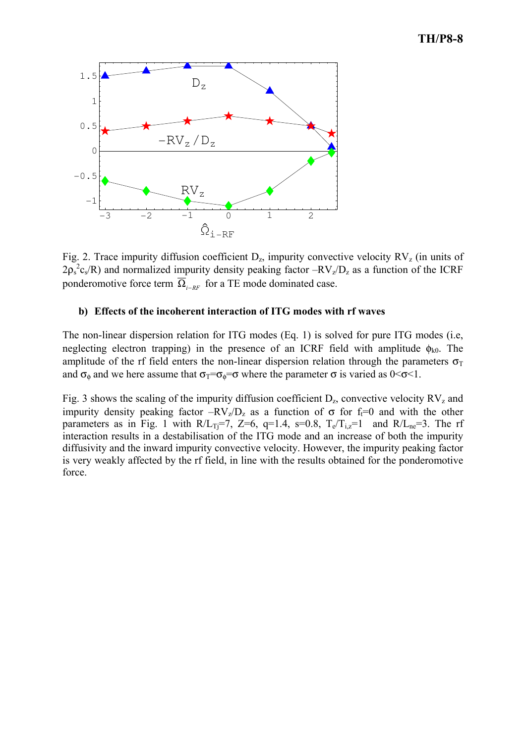Fig. 2. Trace impurity diffusion coefficient $D_z$, impurity convective velocity $RV_z$ (in units of $2\rho_s^2 c_s/R$) and normalized impurity density peaking factor $-RV_z/D_z$ as a function of the ICRF ponderomotive force term $\overline{\Omega}_{i-RF}$ for a TE mode dominated case.

**b) Effects of the incoherent interaction of ITG modes with rf waves**

The non-linear dispersion relation for ITG modes (Eq. 1) is solved for pure ITG modes (i.e, neglecting electron trapping) in the presence of an ICRF field with amplitude $\phi_{k0}$. The amplitude of the rf field enters the non-linear dispersion relation through the parameters $\sigma_T$ and $\sigma_\phi$ and we here assume that $\sigma_T = \sigma_\phi = \sigma$ where the parameter $\sigma$ is varied as $0 < \sigma < 1$.

Fig. 3 shows the scaling of the impurity diffusion coefficient $D_z$, convective velocity $RV_z$ and impurity density peaking factor $-RV_z/D_z$ as a function of $\sigma$ for $f_t = 0$ and with the other parameters as in Fig. 1 with $R/L_{Tj} = 7$, $Z = 6$, $q = 1.4$, $s = 0.8$, $T_e/T_{i,z} = 1$ and $R/L_{ne} = 3$. The rf interaction results in a destabilisation of the ITG mode and an increase of both the impurity diffusivity and the inward impurity convective velocity. However, the impurity peaking factor is very weakly affected by the rf field, in line with the results obtained for the ponderomotive force.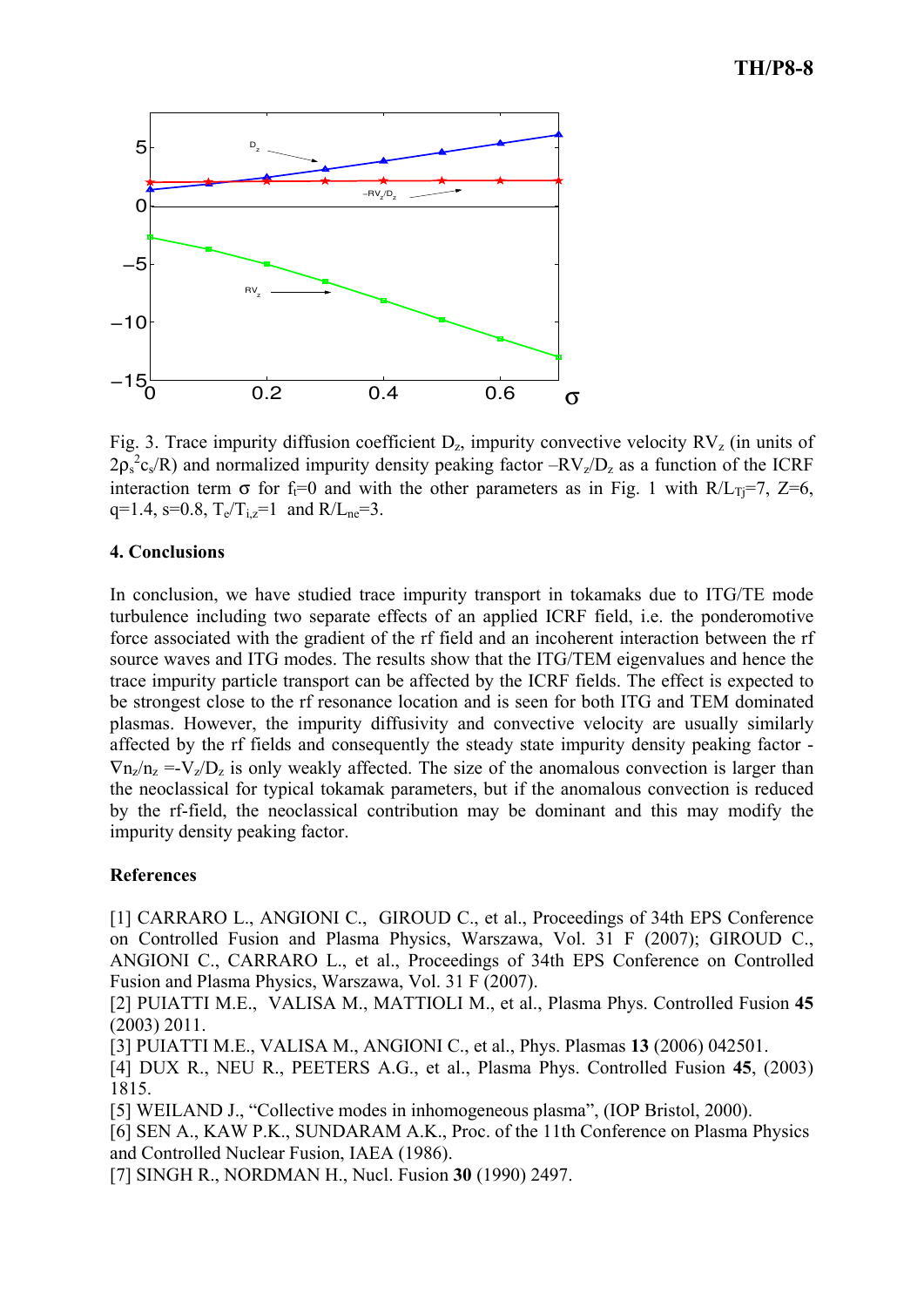Fig. 3. Trace impurity diffusion coefficient $D_z$, impurity convective velocity $RV_z$ (in units of $2\rho_s^2 c_s/R$) and normalized impurity density peaking factor $-RV_z/D_z$ as a function of the ICRF interaction term $\sigma$ for $f_t$=0 and with the other parameters as in Fig. 1 with $R/L_{Tj}$=7, Z=6, q=1.4, s=0.8, $T_e/T_{i,z}$=1 and $R/L_{ne}$=3.

### 4. Conclusions

In conclusion, we have studied trace impurity transport in tokamaks due to ITG/TE mode turbulence including two separate effects of an applied ICRF field, i.e. the ponderomotive force associated with the gradient of the rf field and an incoherent interaction between the rf source waves and ITG modes. The results show that the ITG/TEM eigenvalues and hence the trace impurity particle transport can be affected by the ICRF fields. The effect is expected to be strongest close to the rf resonance location and is seen for both ITG and TEM dominated plasmas. However, the impurity diffusivity and convective velocity are usually similarly affected by the rf fields and consequently the steady state impurity density peaking factor $-\nabla n_z/n_z = -V_z/D_z$ is only weakly affected. The size of the anomalous convection is larger than the neoclassical for typical tokamak parameters, but if the anomalous convection is reduced by the rf-field, the neoclassical contribution may be dominant and this may modify the impurity density peaking factor.

### References

[1] CARRARO L., ANGIONI C., GIROUD C., et al., Proceedings of 34th EPS Conference on Controlled Fusion and Plasma Physics, Warszawa, Vol. 31 F (2007); GIROUD C., ANGIONI C., CARRARO L., et al., Proceedings of 34th EPS Conference on Controlled Fusion and Plasma Physics, Warszawa, Vol. 31 F (2007).
[2] PUIATTI M.E., VALISA M., MATTIOLI M., et al., Plasma Phys. Controlled Fusion **45** (2003) 2011.
[3] PUIATTI M.E., VALISA M., ANGIONI C., et al., Phys. Plasmas **13** (2006) 042501.
[4] DUX R., NEU R., PEETERS A.G., et al., Plasma Phys. Controlled Fusion **45**, (2003) 1815.
[5] WEILAND J., "Collective modes in inhomogeneous plasma", (IOP Bristol, 2000).
[6] SEN A., KAW P.K., SUNDARAM A.K., Proc. of the 11th Conference on Plasma Physics and Controlled Nuclear Fusion, IAEA (1986).
[7] SINGH R., NORDMAN H., Nucl. Fusion **30** (1990) 2497.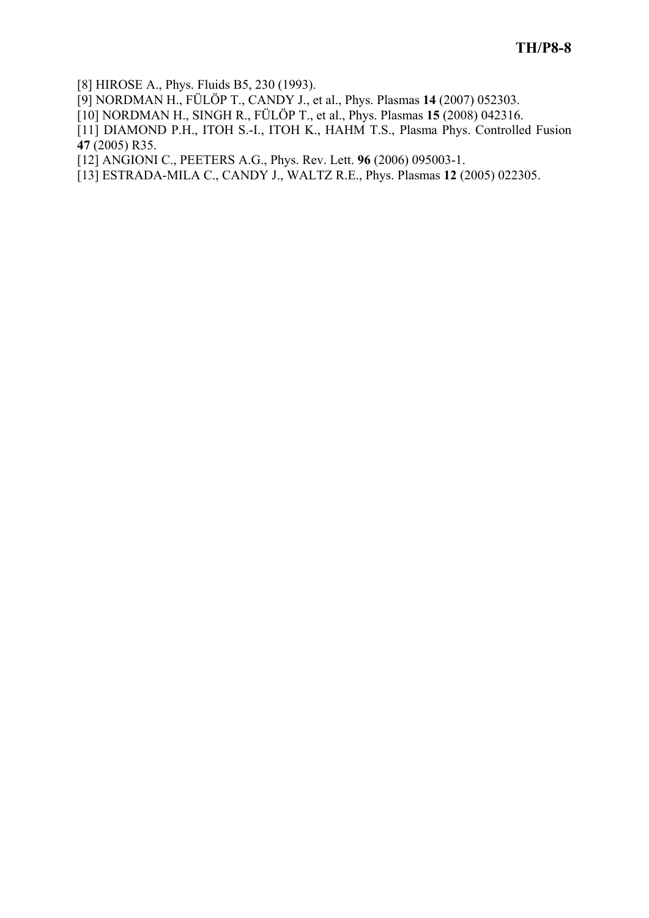[8] HIROSE A., Phys. Fluids B5, 230 (1993).

[9] NORDMAN H., FÜLÖP T., CANDY J., et al., Phys. Plasmas **14** (2007) 052303.

[10] NORDMAN H., SINGH R., FÜLÖP T., et al., Phys. Plasmas **15** (2008) 042316.

[11] DIAMOND P.H., ITOH S.-I., ITOH K., HAHM T.S., Plasma Phys. Controlled Fusion **47** (2005) R35.

[12] ANGIONI C., PEETERS A.G., Phys. Rev. Lett. **96** (2006) 095003-1.

[13] ESTRADA-MILA C., CANDY J., WALTZ R.E., Phys. Plasmas **12** (2005) 022305.